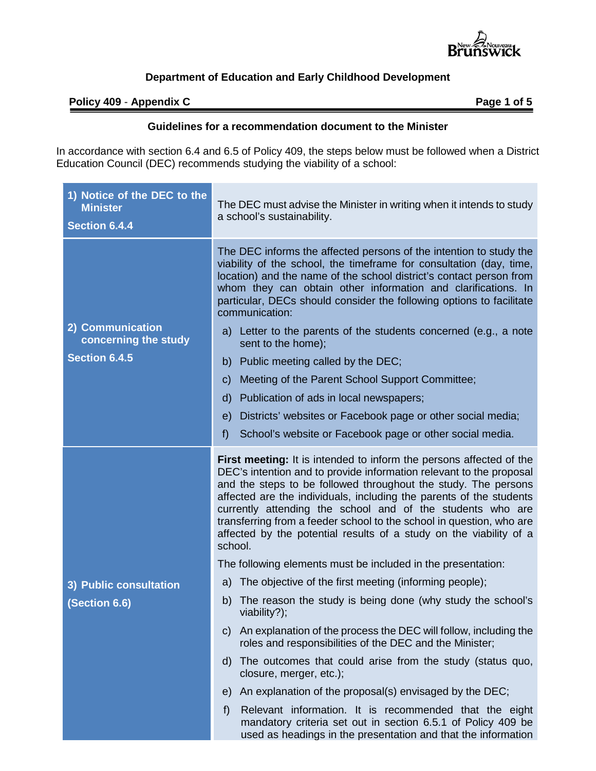**Department of Education and Early Childhood Development**

**Policy 409 - Appendix C**

### Guidelines for a recommendation document to the Minister

In accordance with section 6.4 and 6.5 of Policy 409, the steps below must be followed when a District Education Council (DEC) recommends studying the viability of a school:

| Step | Description |
|---|---|
| **1) Notice of the DEC to the Minister**<br>**Section 6.4.4** | The DEC must advise the Minister in writing when it intends to study a school's sustainability. |
| **2) Communication concerning the study**<br>**Section 6.4.5** | The DEC informs the affected persons of the intention to study the viability of the school, the timeframe for consultation (day, time, location) and the name of the school district's contact person from whom they can obtain other information and clarifications. In particular, DECs should consider the following options to facilitate communication:<br>a) Letter to the parents of the students concerned (e.g., a note sent to the home);<br>b) Public meeting called by the DEC;<br>c) Meeting of the Parent School Support Committee;<br>d) Publication of ads in local newspapers;<br>e) Districts' websites or Facebook page or other social media;<br>f) School's website or Facebook page or other social media. |
| **3) Public consultation**<br>**(Section 6.6)** | **First meeting:** It is intended to inform the persons affected of the DEC's intention and to provide information relevant to the proposal and the steps to be followed throughout the study. The persons affected are the individuals, including the parents of the students currently attending the school and of the students who are transferring from a feeder school to the school in question, who are affected by the potential results of a study on the viability of a school.<br>The following elements must be included in the presentation:<br>a) The objective of the first meeting (informing people);<br>b) The reason the study is being done (why study the school's viability?);<br>c) An explanation of the process the DEC will follow, including the roles and responsibilities of the DEC and the Minister;<br>d) The outcomes that could arise from the study (status quo, closure, merger, etc.);<br>e) An explanation of the proposal(s) envisaged by the DEC;<br>f) Relevant information. It is recommended that the eight mandatory criteria set out in section 6.5.1 of Policy 409 be used as headings in the presentation and that the information |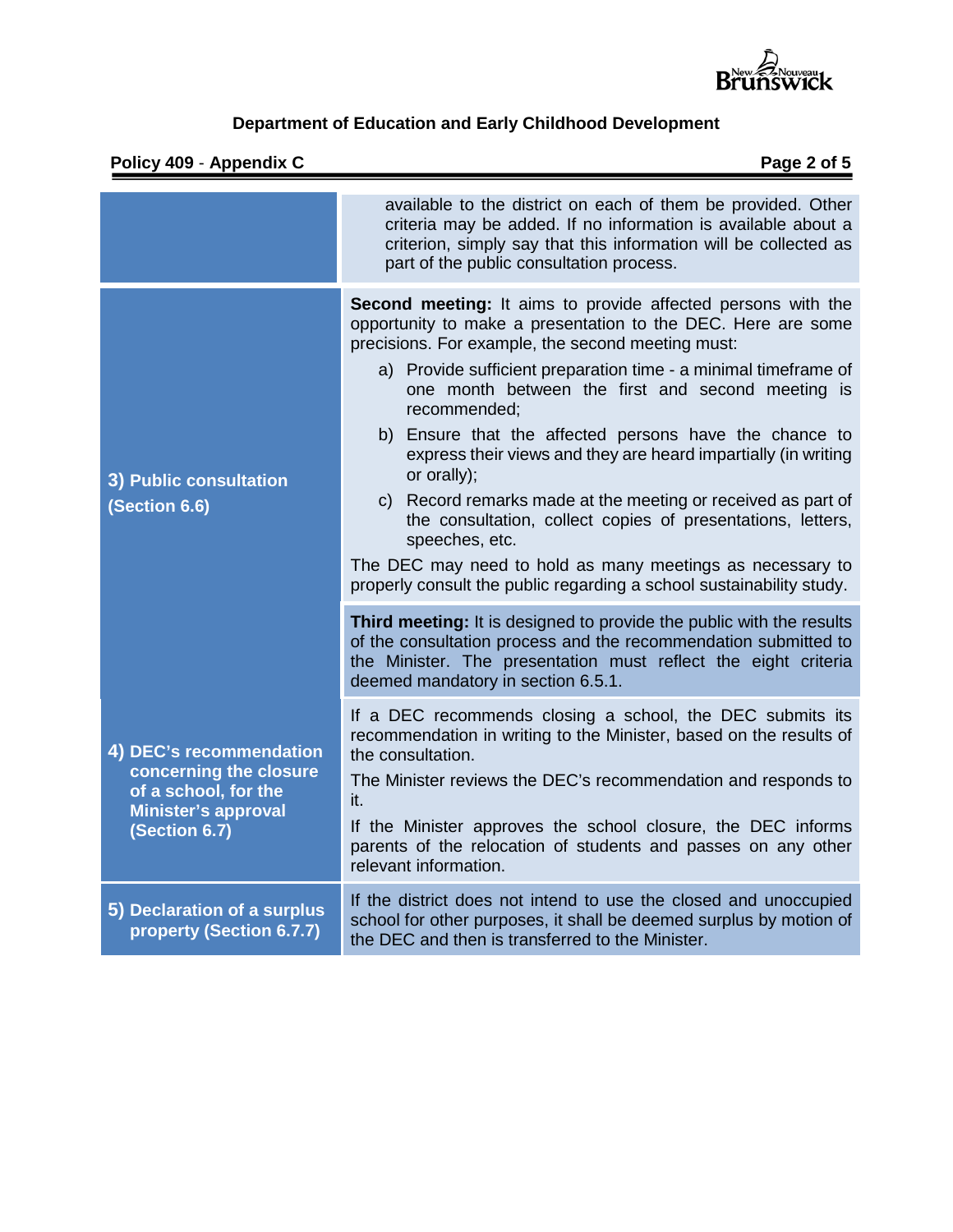| | |
|---|---|
| | available to the district on each of them be provided. Other criteria may be added. If no information is available about a criterion, simply say that this information will be collected as part of the public consultation process. |
| **3) Public consultation (Section 6.6)** | **Second meeting:** It aims to provide affected persons with the opportunity to make a presentation to the DEC. Here are some precisions. For example, the second meeting must:<br>a) Provide sufficient preparation time - a minimal timeframe of one month between the first and second meeting is recommended;<br>b) Ensure that the affected persons have the chance to express their views and they are heard impartially (in writing or orally);<br>c) Record remarks made at the meeting or received as part of the consultation, collect copies of presentations, letters, speeches, etc.<br>The DEC may need to hold as many meetings as necessary to properly consult the public regarding a school sustainability study. |
| | **Third meeting:** It is designed to provide the public with the results of the consultation process and the recommendation submitted to the Minister. The presentation must reflect the eight criteria deemed mandatory in section 6.5.1. |
| **4) DEC's recommendation concerning the closure of a school, for the Minister's approval (Section 6.7)** | If a DEC recommends closing a school, the DEC submits its recommendation in writing to the Minister, based on the results of the consultation.<br>The Minister reviews the DEC's recommendation and responds to it.<br>If the Minister approves the school closure, the DEC informs parents of the relocation of students and passes on any other relevant information. |
| **5) Declaration of a surplus property (Section 6.7.7)** | If the district does not intend to use the closed and unoccupied school for other purposes, it shall be deemed surplus by motion of the DEC and then is transferred to the Minister. |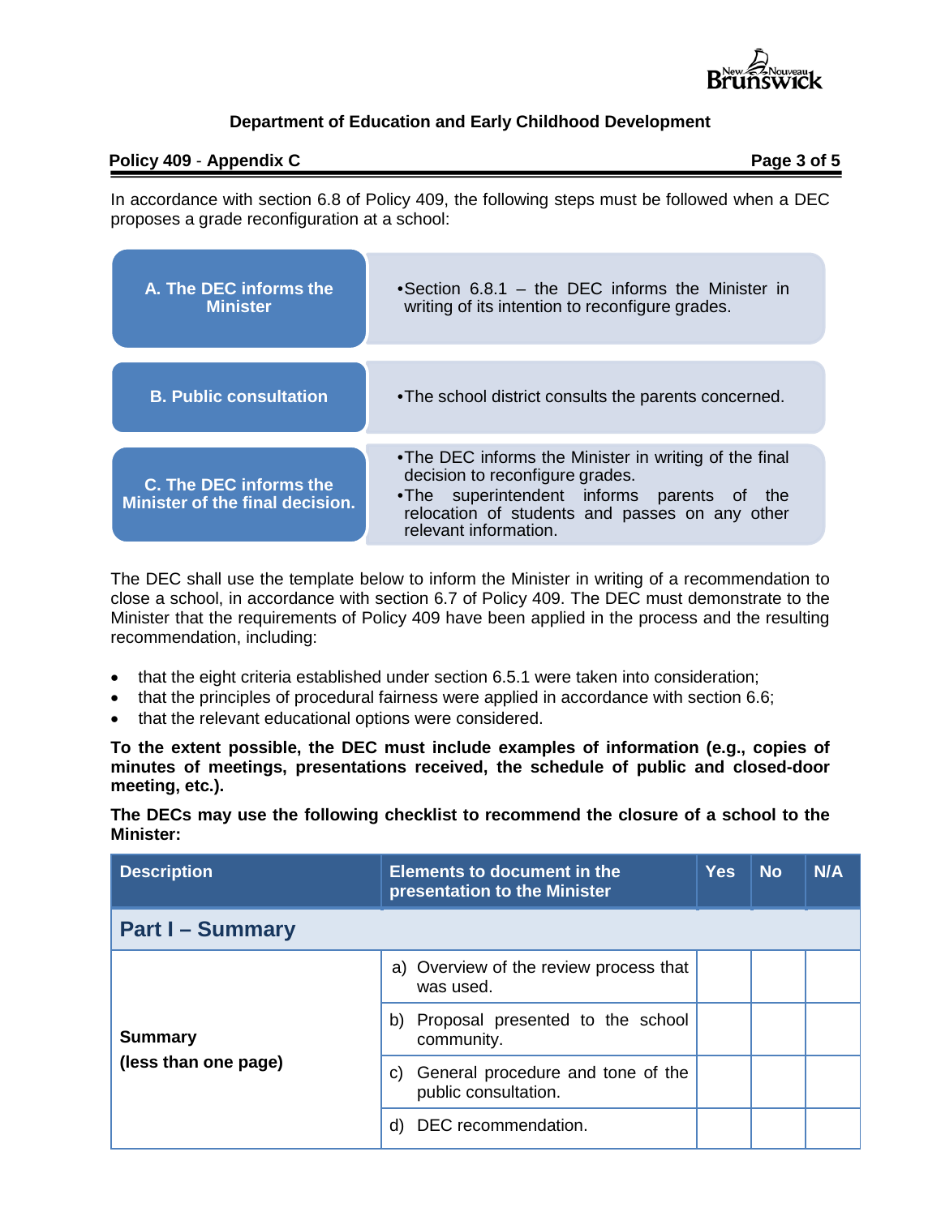In accordance with section 6.8 of Policy 409, the following steps must be followed when a DEC proposes a grade reconfiguration at a school:

| | |
|---|---|
| **A. The DEC informs the Minister** | •Section 6.8.1 – the DEC informs the Minister in writing of its intention to reconfigure grades. |
| **B. Public consultation** | •The school district consults the parents concerned. |
| **C. The DEC informs the Minister of the final decision.** | •The DEC informs the Minister in writing of the final decision to reconfigure grades.<br>•The superintendent informs parents of the relocation of students and passes on any other relevant information. |

The DEC shall use the template below to inform the Minister in writing of a recommendation to close a school, in accordance with section 6.7 of Policy 409. The DEC must demonstrate to the Minister that the requirements of Policy 409 have been applied in the process and the resulting recommendation, including:

- that the eight criteria established under section 6.5.1 were taken into consideration;
- that the principles of procedural fairness were applied in accordance with section 6.6;
- that the relevant educational options were considered.

**To the extent possible, the DEC must include examples of information (e.g., copies of minutes of meetings, presentations received, the schedule of public and closed-door meeting, etc.).**

**The DECs may use the following checklist to recommend the closure of a school to the Minister:**

| Description | Elements to document in the presentation to the Minister | Yes | No | N/A |
|---|---|---|---|---|
| **Part I – Summary** | | | | |
| **Summary (less than one page)** | a) Overview of the review process that was used. | | | |
| | b) Proposal presented to the school community. | | | |
| | c) General procedure and tone of the public consultation. | | | |
| | d) DEC recommendation. | | | |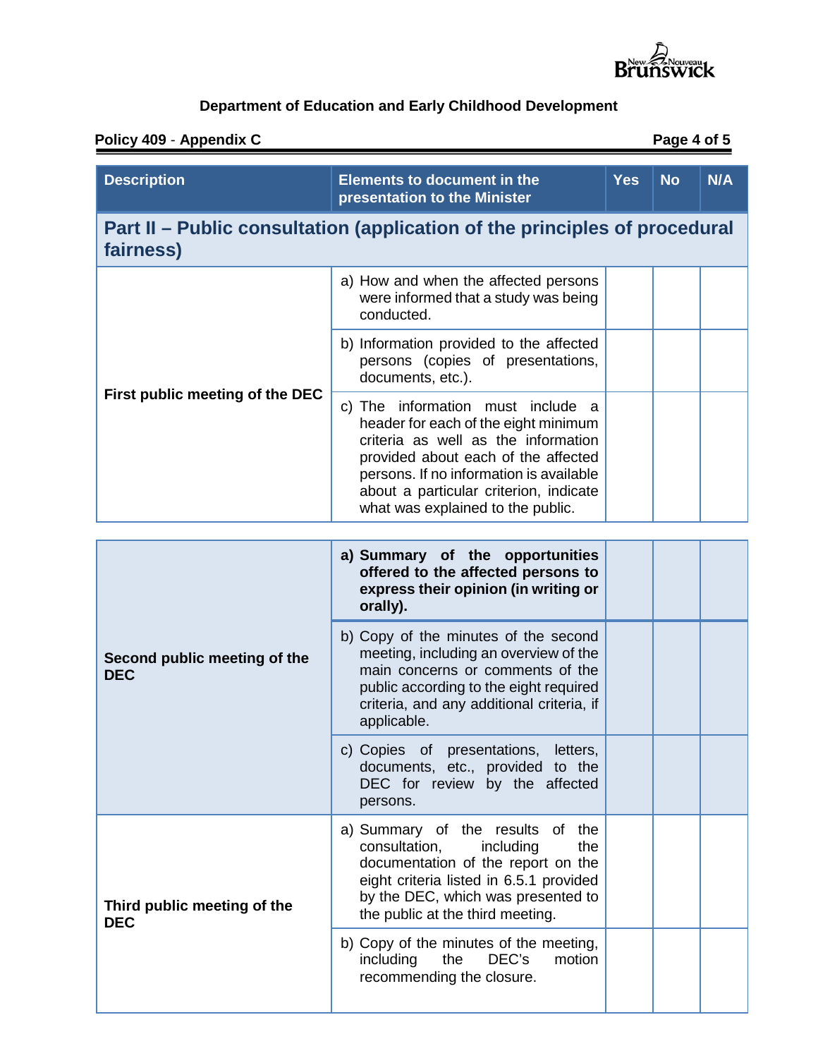**Department of Education and Early Childhood Development**

**Policy 409 - Appendix C**

| Description | Elements to document in the presentation to the Minister | Yes | No | N/A |
|---|---|---|---|---|
| **Part II – Public consultation (application of the principles of procedural fairness)** | | | | |
| **First public meeting of the DEC** | a) How and when the affected persons were informed that a study was being conducted. | | | |
| | b) Information provided to the affected persons (copies of presentations, documents, etc.). | | | |
| | c) The information must include a header for each of the eight minimum criteria as well as the information provided about each of the affected persons. If no information is available about a particular criterion, indicate what was explained to the public. | | | |
| **Second public meeting of the DEC** | **a) Summary of the opportunities offered to the affected persons to express their opinion (in writing or orally).** | | | |
| | b) Copy of the minutes of the second meeting, including an overview of the main concerns or comments of the public according to the eight required criteria, and any additional criteria, if applicable. | | | |
| | c) Copies of presentations, letters, documents, etc., provided to the DEC for review by the affected persons. | | | |
| **Third public meeting of the DEC** | a) Summary of the results of the consultation, including the documentation of the report on the eight criteria listed in 6.5.1 provided by the DEC, which was presented to the public at the third meeting. | | | |
| | b) Copy of the minutes of the meeting, including the DEC's motion recommending the closure. | | | |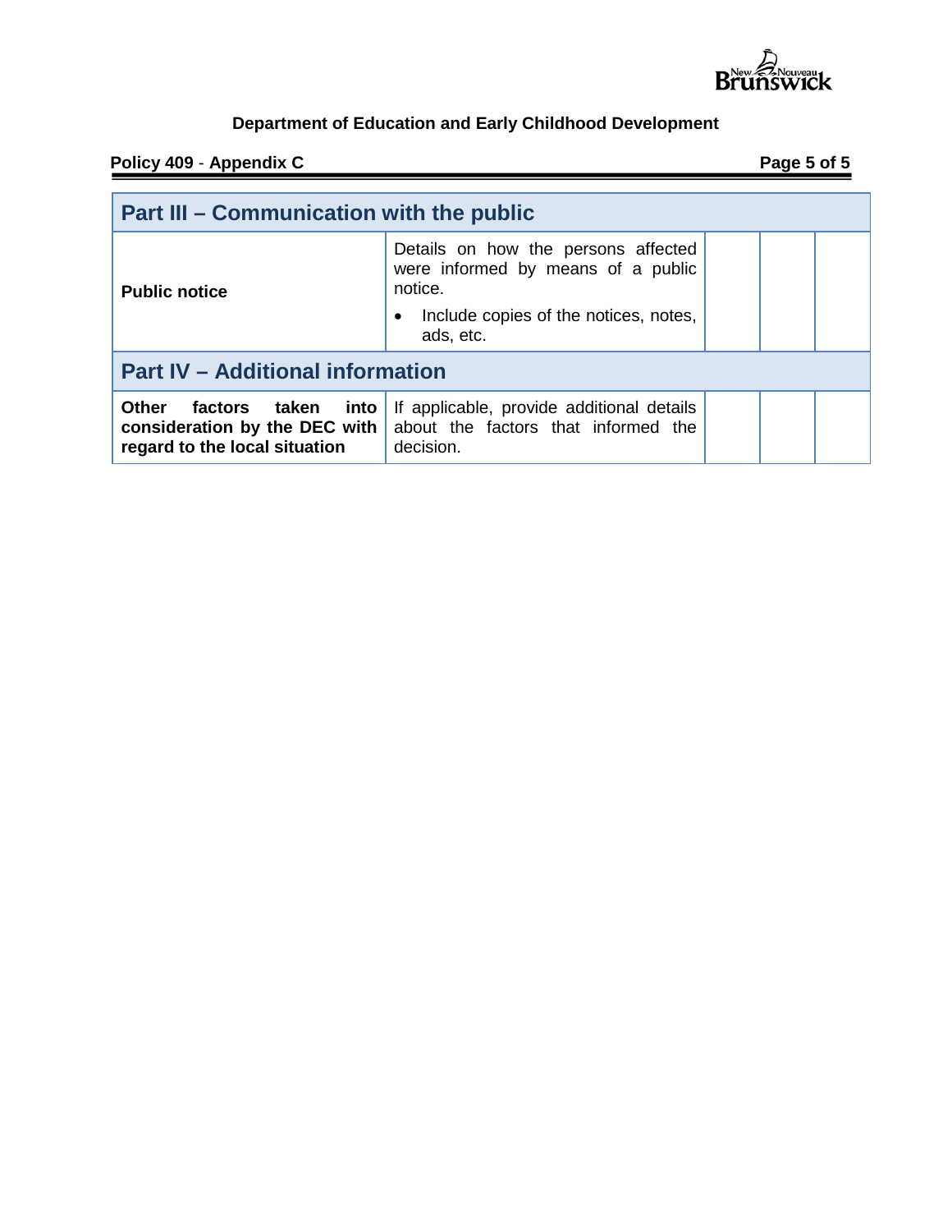| Part III – Communication with the public | | | | |
|---|---|---|---|---|
| **Public notice** | Details on how the persons affected were informed by means of a public notice. <br>• Include copies of the notices, notes, ads, etc. | | | |
| **Part IV – Additional information** | | | | |
| **Other factors taken into consideration by the DEC with regard to the local situation** | If applicable, provide additional details about the factors that informed the decision. | | | |